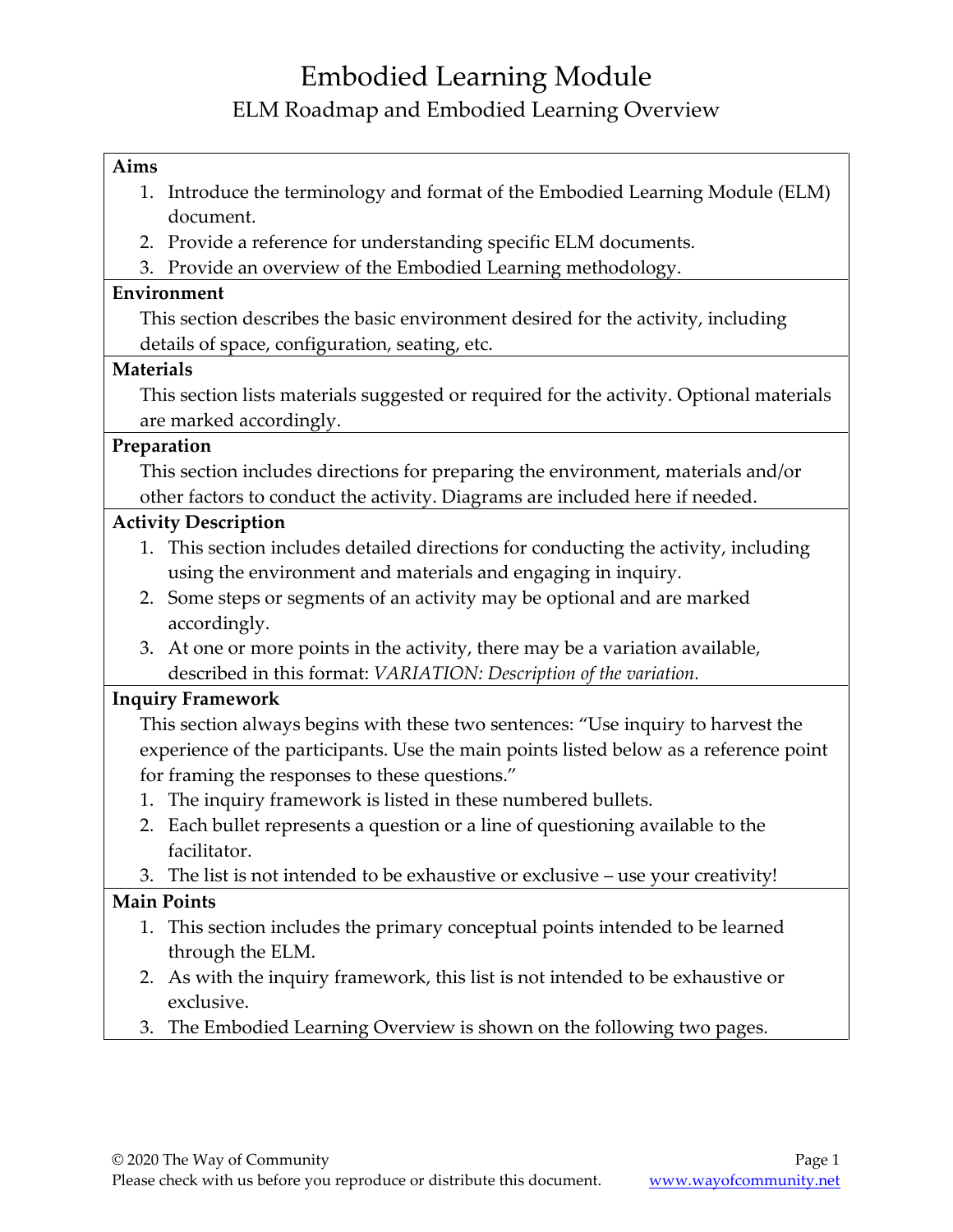# Embodied Learning Module

## ELM Roadmap and Embodied Learning Overview

**Aims**

1. Introduce the terminology and format of the Embodied Learning Module (ELM) document.
2. Provide a reference for understanding specific ELM documents.
3. Provide an overview of the Embodied Learning methodology.

**Environment**

This section describes the basic environment desired for the activity, including details of space, configuration, seating, etc.

**Materials**

This section lists materials suggested or required for the activity. Optional materials are marked accordingly.

**Preparation**

This section includes directions for preparing the environment, materials and/or other factors to conduct the activity. Diagrams are included here if needed.

**Activity Description**

1. This section includes detailed directions for conducting the activity, including using the environment and materials and engaging in inquiry.
2. Some steps or segments of an activity may be optional and are marked accordingly.
3. At one or more points in the activity, there may be a variation available, described in this format: *VARIATION: Description of the variation.*

**Inquiry Framework**

This section always begins with these two sentences: "Use inquiry to harvest the experience of the participants. Use the main points listed below as a reference point for framing the responses to these questions."

1. The inquiry framework is listed in these numbered bullets.
2. Each bullet represents a question or a line of questioning available to the facilitator.
3. The list is not intended to be exhaustive or exclusive – use your creativity!

**Main Points**

1. This section includes the primary conceptual points intended to be learned through the ELM.
2. As with the inquiry framework, this list is not intended to be exhaustive or exclusive.
3. The Embodied Learning Overview is shown on the following two pages.

© 2020 The Way of Community
Please check with us before you reproduce or distribute this document. www.wayofcommunity.net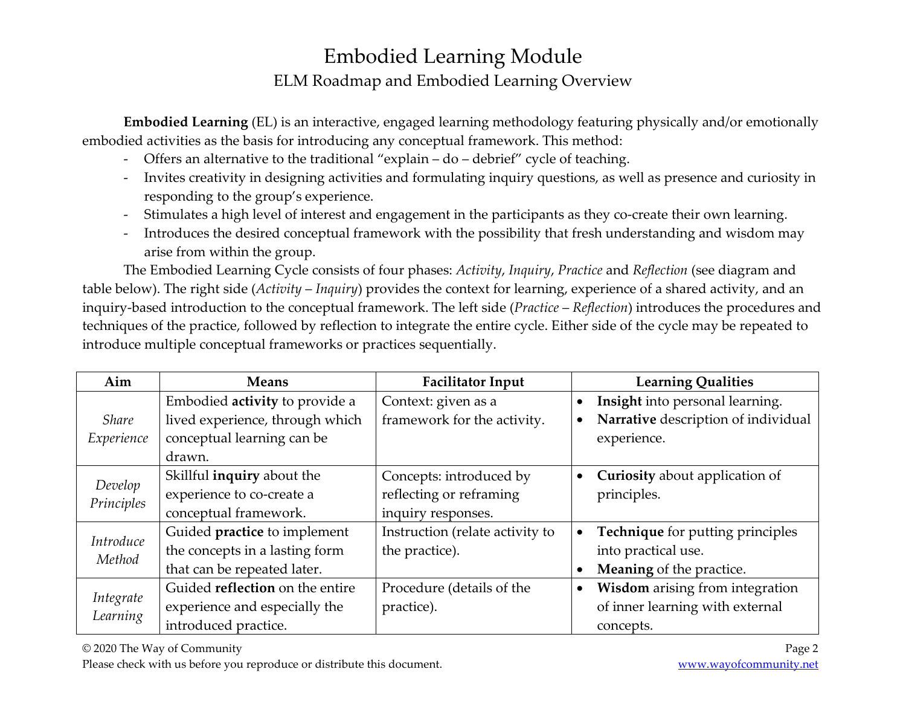# Embodied Learning Module

## ELM Roadmap and Embodied Learning Overview

**Embodied Learning** (EL) is an interactive, engaged learning methodology featuring physically and/or emotionally embodied activities as the basis for introducing any conceptual framework. This method:

- Offers an alternative to the traditional "explain – do – debrief" cycle of teaching.
- Invites creativity in designing activities and formulating inquiry questions, as well as presence and curiosity in responding to the group's experience.
- Stimulates a high level of interest and engagement in the participants as they co-create their own learning.
- Introduces the desired conceptual framework with the possibility that fresh understanding and wisdom may arise from within the group.

The Embodied Learning Cycle consists of four phases: *Activity*, *Inquiry*, *Practice* and *Reflection* (see diagram and table below). The right side (*Activity* – *Inquiry*) provides the context for learning, experience of a shared activity, and an inquiry-based introduction to the conceptual framework. The left side (*Practice* – *Reflection*) introduces the procedures and techniques of the practice, followed by reflection to integrate the entire cycle. Either side of the cycle may be repeated to introduce multiple conceptual frameworks or practices sequentially.

| Aim | Means | Facilitator Input | Learning Qualities |
|---|---|---|---|
| *Share Experience* | Embodied **activity** to provide a lived experience, through which conceptual learning can be drawn. | Context: given as a framework for the activity. | • **Insight** into personal learning.<br>• **Narrative** description of individual experience. |
| *Develop Principles* | Skillful **inquiry** about the experience to co-create a conceptual framework. | Concepts: introduced by reflecting or reframing inquiry responses. | • **Curiosity** about application of principles. |
| *Introduce Method* | Guided **practice** to implement the concepts in a lasting form that can be repeated later. | Instruction (relate activity to the practice). | • **Technique** for putting principles into practical use.<br>• **Meaning** of the practice. |
| *Integrate Learning* | Guided **reflection** on the entire experience and especially the introduced practice. | Procedure (details of the practice). | • **Wisdom** arising from integration of inner learning with external concepts. |

© 2020 The Way of Community

Please check with us before you reproduce or distribute this document.

www.wayofcommunity.net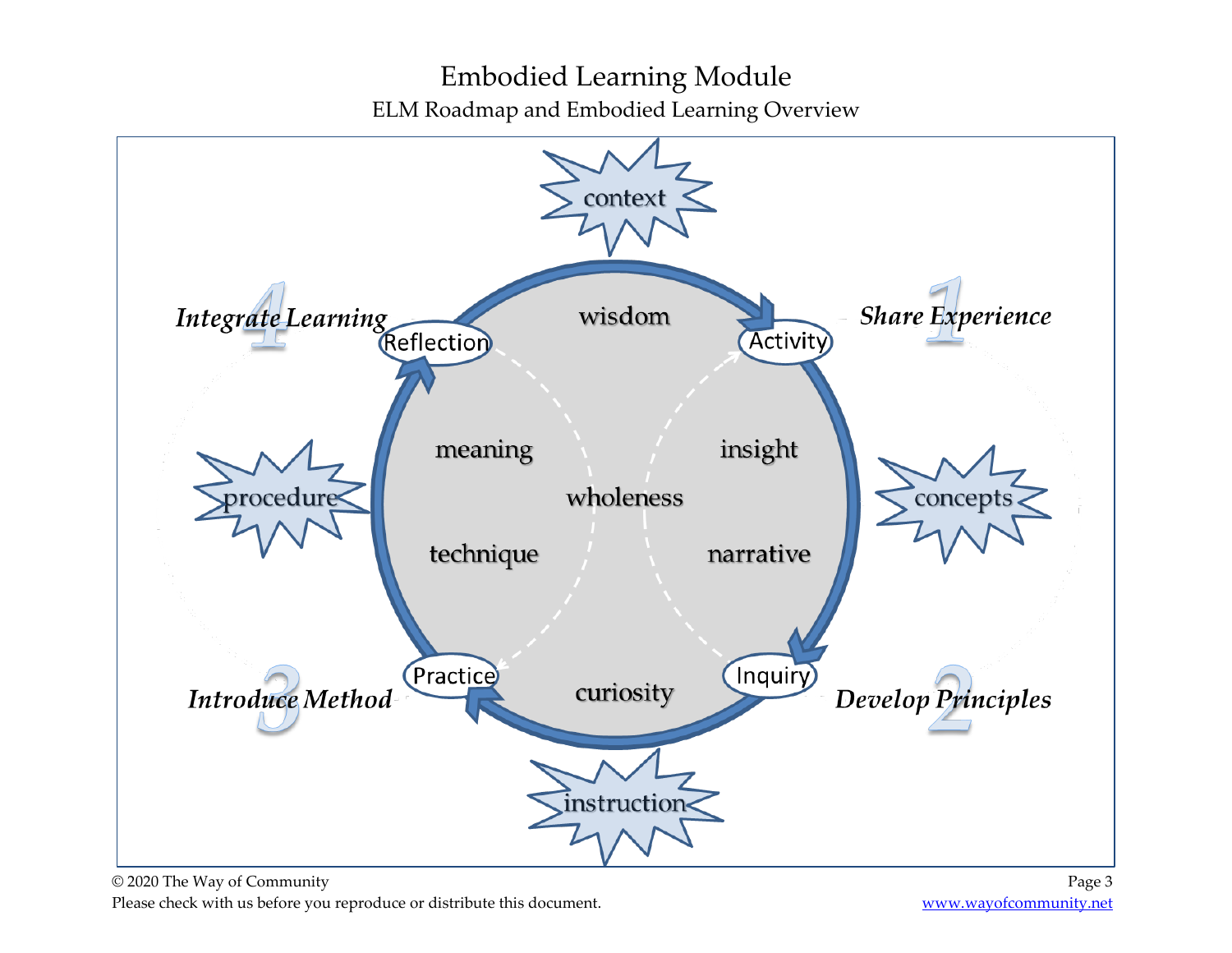# Embodied Learning Module

## ELM Roadmap and Embodied Learning Overview

context

wisdom

1 *Share Experience*

Activity

insight

concepts

narrative

2 *Develop Principles*

Inquiry

curiosity

instruction

3 *Introduce Method*

Practice

technique

procedure

meaning

wholeness

4 *Integrate Learning*

Reflection

© 2020 The Way of Community
Please check with us before you reproduce or distribute this document.

www.wayofcommunity.net